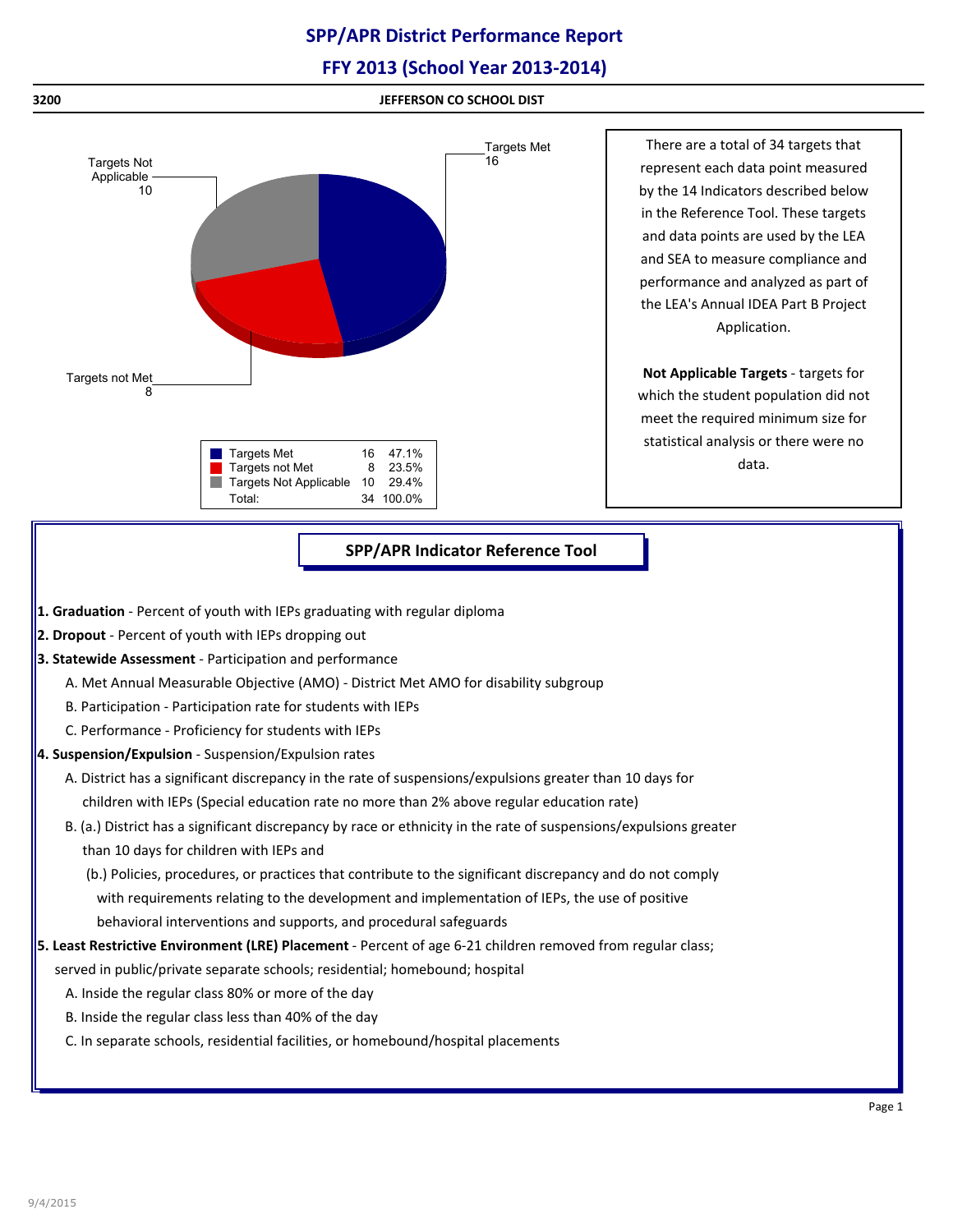# SPP/APR District Performance Report

## FFY 2013 (School Year 2013-2014)

**3200** **JEFFERSON CO SCHOOL DIST**

Targets Met 16

Targets Not Applicable 10

Targets not Met 8

| | | |
|---|---|---|
| Targets Met | 16 | 47.1% |
| Targets not Met | 8 | 23.5% |
| Targets Not Applicable | 10 | 29.4% |
| Total: | 34 | 100.0% |

There are a total of 34 targets that represent each data point measured by the 14 Indicators described below in the Reference Tool. These targets and data points are used by the LEA and SEA to measure compliance and performance and analyzed as part of the LEA's Annual IDEA Part B Project Application.

**Not Applicable Targets** - targets for which the student population did not meet the required minimum size for statistical analysis or there were no data.

## SPP/APR Indicator Reference Tool

**1. Graduation** - Percent of youth with IEPs graduating with regular diploma

**2. Dropout** - Percent of youth with IEPs dropping out

**3. Statewide Assessment** - Participation and performance

- A. Met Annual Measurable Objective (AMO) - District Met AMO for disability subgroup
- B. Participation - Participation rate for students with IEPs
- C. Performance - Proficiency for students with IEPs

**4. Suspension/Expulsion** - Suspension/Expulsion rates

- A. District has a significant discrepancy in the rate of suspensions/expulsions greater than 10 days for children with IEPs (Special education rate no more than 2% above regular education rate)
- B. (a.) District has a significant discrepancy by race or ethnicity in the rate of suspensions/expulsions greater than 10 days for children with IEPs and
  - (b.) Policies, procedures, or practices that contribute to the significant discrepancy and do not comply with requirements relating to the development and implementation of IEPs, the use of positive behavioral interventions and supports, and procedural safeguards

**5. Least Restrictive Environment (LRE) Placement** - Percent of age 6-21 children removed from regular class; served in public/private separate schools; residential; homebound; hospital

- A. Inside the regular class 80% or more of the day
- B. Inside the regular class less than 40% of the day
- C. In separate schools, residential facilities, or homebound/hospital placements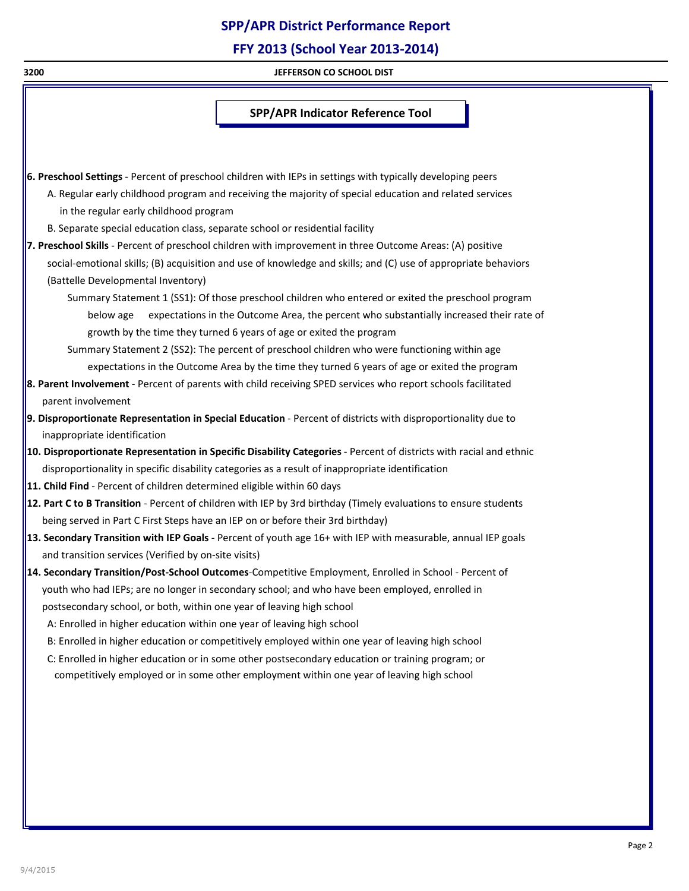## SPP/APR Indicator Reference Tool

**6. Preschool Settings** - Percent of preschool children with IEPs in settings with typically developing peers

- A. Regular early childhood program and receiving the majority of special education and related services in the regular early childhood program
- B. Separate special education class, separate school or residential facility

**7. Preschool Skills** - Percent of preschool children with improvement in three Outcome Areas: (A) positive social-emotional skills; (B) acquisition and use of knowledge and skills; and (C) use of appropriate behaviors (Battelle Developmental Inventory)

- Summary Statement 1 (SS1): Of those preschool children who entered or exited the preschool program below age expectations in the Outcome Area, the percent who substantially increased their rate of growth by the time they turned 6 years of age or exited the program
- Summary Statement 2 (SS2): The percent of preschool children who were functioning within age expectations in the Outcome Area by the time they turned 6 years of age or exited the program

**8. Parent Involvement** - Percent of parents with child receiving SPED services who report schools facilitated parent involvement

**9. Disproportionate Representation in Special Education** - Percent of districts with disproportionality due to inappropriate identification

**10. Disproportionate Representation in Specific Disability Categories** - Percent of districts with racial and ethnic disproportionality in specific disability categories as a result of inappropriate identification

**11. Child Find** - Percent of children determined eligible within 60 days

**12. Part C to B Transition** - Percent of children with IEP by 3rd birthday (Timely evaluations to ensure students being served in Part C First Steps have an IEP on or before their 3rd birthday)

**13. Secondary Transition with IEP Goals** - Percent of youth age 16+ with IEP with measurable, annual IEP goals and transition services (Verified by on-site visits)

**14. Secondary Transition/Post-School Outcomes**-Competitive Employment, Enrolled in School - Percent of youth who had IEPs; are no longer in secondary school; and who have been employed, enrolled in postsecondary school, or both, within one year of leaving high school

- A: Enrolled in higher education within one year of leaving high school
- B: Enrolled in higher education or competitively employed within one year of leaving high school
- C: Enrolled in higher education or in some other postsecondary education or training program; or competitively employed or in some other employment within one year of leaving high school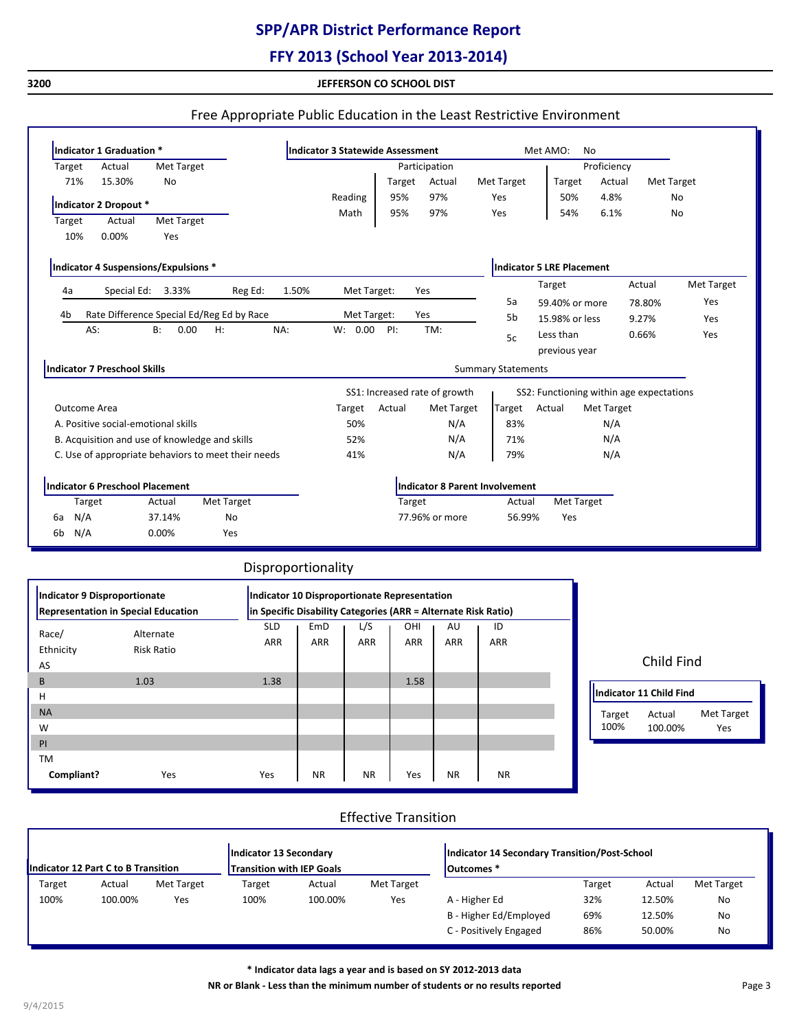# SPP/APR District Performance Report

## FFY 2013 (School Year 2013-2014)

**3200** | **JEFFERSON CO SCHOOL DIST**

## Free Appropriate Public Education in the Least Restrictive Environment

### Indicator 1 Graduation *

| Target | Actual | Met Target |
|---|---|---|
| 71% | 15.30% | No |

### Indicator 2 Dropout *

| Target | Actual | Met Target |
|---|---|---|
| 10% | 0.00% | Yes |

### Indicator 3 Statewide Assessment

Met AMO: No

| | Participation Target | Participation Actual | Participation Met Target | Proficiency Target | Proficiency Actual | Proficiency Met Target |
|---|---|---|---|---|---|---|
| Reading | 95% | 97% | Yes | 50% | 4.8% | No |
| Math | 95% | 97% | Yes | 54% | 6.1% | No |

### Indicator 4 Suspensions/Expulsions *

4a Special Ed: 3.33% Reg Ed: 1.50% Met Target: Yes

4b Rate Difference Special Ed/Reg Ed by Race Met Target: Yes

AS: B: 0.00 H: NA: W: 0.00 PI: TM:

### Indicator 5 LRE Placement

| | Target | Actual | Met Target |
|---|---|---|---|
| 5a | 59.40% or more | 78.80% | Yes |
| 5b | 15.98% or less | 9.27% | Yes |
| 5c | Less than previous year | 0.66% | Yes |

### Indicator 7 Preschool Skills

Summary Statements

| Outcome Area | SS1: Increased rate of growth Target | SS1 Actual | SS1 Met Target | SS2: Functioning within age expectations Target | SS2 Actual | SS2 Met Target |
|---|---|---|---|---|---|---|
| A. Positive social-emotional skills | 50% | | N/A | 83% | | N/A |
| B. Acquisition and use of knowledge and skills | 52% | | N/A | 71% | | N/A |
| C. Use of appropriate behaviors to meet their needs | 41% | | N/A | 79% | | N/A |

### Indicator 6 Preschool Placement

| | Target | Actual | Met Target |
|---|---|---|---|
| 6a | N/A | 37.14% | No |
| 6b | N/A | 0.00% | Yes |

### Indicator 8 Parent Involvement

| Target | Actual | Met Target |
|---|---|---|
| 77.96% or more | 56.99% | Yes |

## Disproportionality

### Indicator 9 Disproportionate Representation in Special Education / Indicator 10 Disproportionate Representation in Specific Disability Categories (ARR = Alternate Risk Ratio)

| Race/Ethnicity | Alternate Risk Ratio | SLD ARR | EmD ARR | L/S ARR | OHI ARR | AU ARR | ID ARR |
|---|---|---|---|---|---|---|---|
| AS | | | | | | | |
| B | 1.03 | 1.38 | | | 1.58 | | |
| H | | | | | | | |
| NA | | | | | | | |
| W | | | | | | | |
| PI | | | | | | | |
| TM | | | | | | | |
| **Compliant?** | Yes | Yes | NR | NR | Yes | NR | NR |

## Child Find

### Indicator 11 Child Find

| Target | Actual | Met Target |
|---|---|---|
| 100% | 100.00% | Yes |

## Effective Transition

### Indicator 12 Part C to B Transition

| Target | Actual | Met Target |
|---|---|---|
| 100% | 100.00% | Yes |

### Indicator 13 Secondary Transition with IEP Goals

| Target | Actual | Met Target |
|---|---|---|
| 100% | 100.00% | Yes |

### Indicator 14 Secondary Transition/Post-School Outcomes *

| | Target | Actual | Met Target |
|---|---|---|---|
| A - Higher Ed | 32% | 12.50% | No |
| B - Higher Ed/Employed | 69% | 12.50% | No |
| C - Positively Engaged | 86% | 50.00% | No |

**\* Indicator data lags a year and is based on SY 2012-2013 data**

**NR or Blank - Less than the minimum number of students or no results reported**

9/4/2015